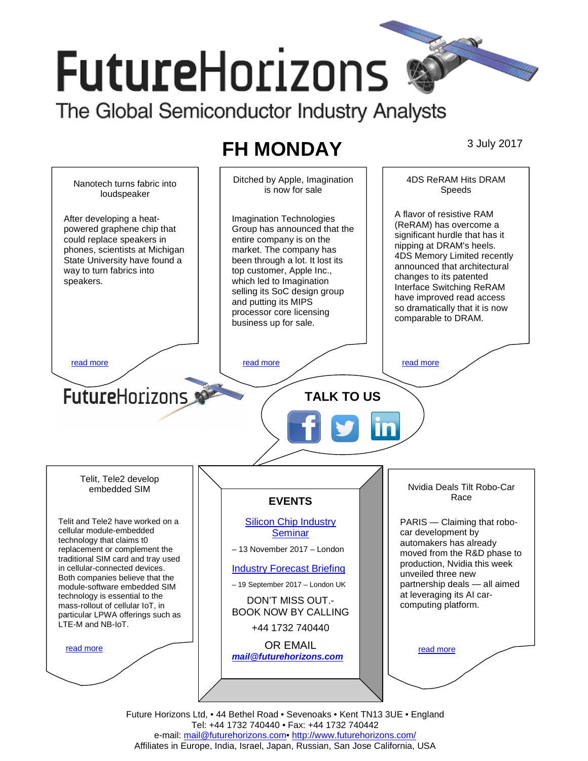# FutureHorizons

The Global Semiconductor Industry Analysts

## FH MONDAY

3 July 2017

### Nanotech turns fabric into loudspeaker

After developing a heat-powered graphene chip that could replace speakers in phones, scientists at Michigan State University have found a way to turn fabrics into speakers.

read more

### Ditched by Apple, Imagination is now for sale

Imagination Technologies Group has announced that the entire company is on the market. The company has been through a lot. It lost its top customer, Apple Inc., which led to Imagination selling its SoC design group and putting its MIPS processor core licensing business up for sale.

read more

### 4DS ReRAM Hits DRAM Speeds

A flavor of resistive RAM (ReRAM) has overcome a significant hurdle that has it nipping at DRAM's heels. 4DS Memory Limited recently announced that architectural changes to its patented Interface Switching ReRAM have improved read access so dramatically that it is now comparable to DRAM.

read more

FutureHorizons

**TALK TO US**

### Telit, Tele2 develop embedded SIM

Telit and Tele2 have worked on a cellular module-embedded technology that claims t0 replacement or complement the traditional SIM card and tray used in cellular-connected devices. Both companies believe that the module-software embedded SIM technology is essential to the mass-rollout of cellular IoT, in particular LPWA offerings such as LTE-M and NB-IoT.

read more

### EVENTS

Silicon Chip Industry Seminar

– 13 November 2017 – London

Industry Forecast Briefing

– 19 September 2017 – London UK

DON'T MISS OUT.-
BOOK NOW BY CALLING

+44 1732 740440

OR EMAIL

***mail@futurehorizons.com***

### Nvidia Deals Tilt Robo-Car Race

PARIS — Claiming that robo-car development by automakers has already moved from the R&D phase to production, Nvidia this week unveiled three new partnership deals — all aimed at leveraging its AI car-computing platform.

read more

Future Horizons Ltd, • 44 Bethel Road • Sevenoaks • Kent TN13 3UE • England
Tel: +44 1732 740440 • Fax: +44 1732 740442
e-mail: mail@futurehorizons.com• http://www.futurehorizons.com/
Affiliates in Europe, India, Israel, Japan, Russian, San Jose California, USA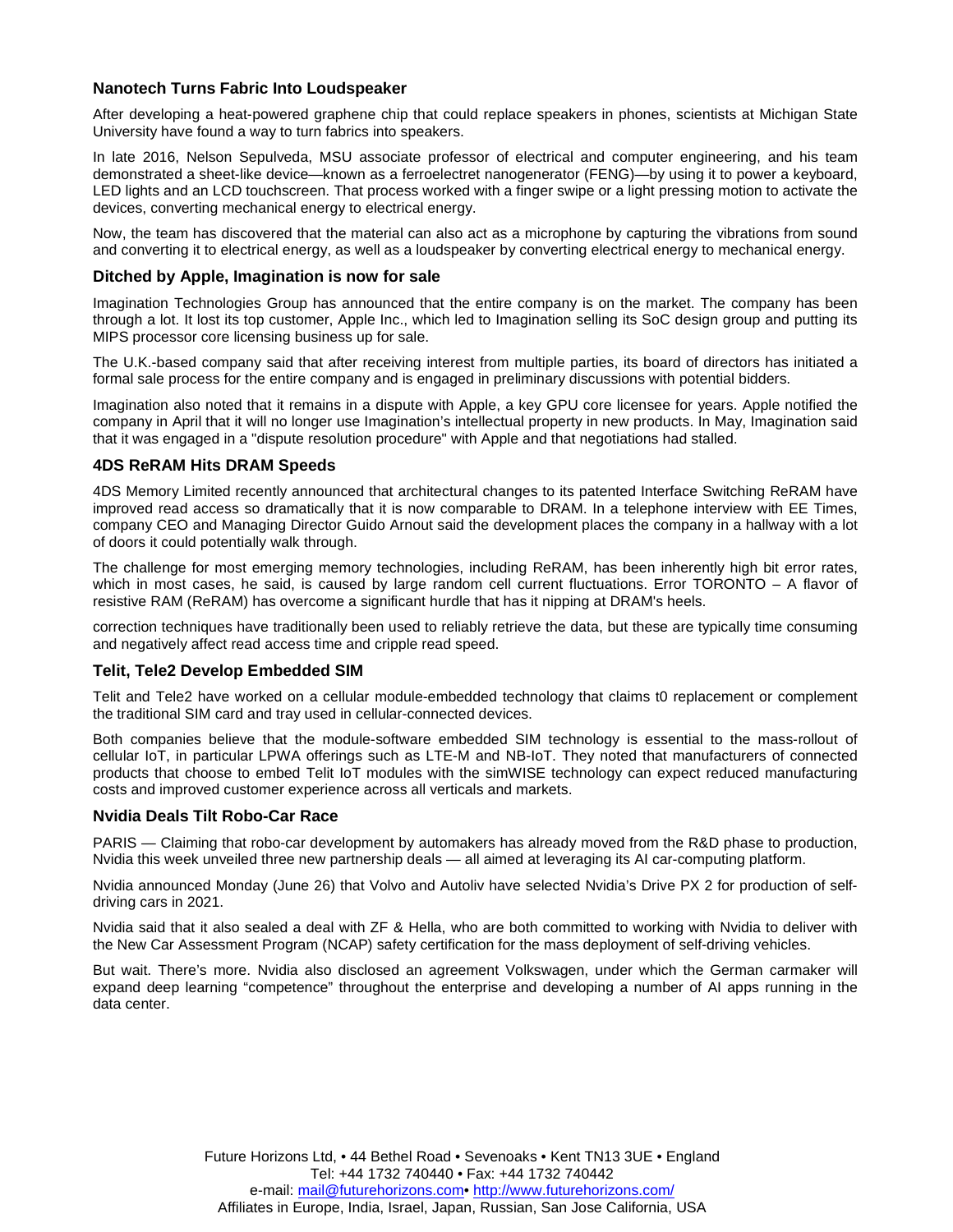### Nanotech Turns Fabric Into Loudspeaker

After developing a heat-powered graphene chip that could replace speakers in phones, scientists at Michigan State University have found a way to turn fabrics into speakers.

In late 2016, Nelson Sepulveda, MSU associate professor of electrical and computer engineering, and his team demonstrated a sheet-like device—known as a ferroelectret nanogenerator (FENG)—by using it to power a keyboard, LED lights and an LCD touchscreen. That process worked with a finger swipe or a light pressing motion to activate the devices, converting mechanical energy to electrical energy.

Now, the team has discovered that the material can also act as a microphone by capturing the vibrations from sound and converting it to electrical energy, as well as a loudspeaker by converting electrical energy to mechanical energy.

### Ditched by Apple, Imagination is now for sale

Imagination Technologies Group has announced that the entire company is on the market. The company has been through a lot. It lost its top customer, Apple Inc., which led to Imagination selling its SoC design group and putting its MIPS processor core licensing business up for sale.

The U.K.-based company said that after receiving interest from multiple parties, its board of directors has initiated a formal sale process for the entire company and is engaged in preliminary discussions with potential bidders.

Imagination also noted that it remains in a dispute with Apple, a key GPU core licensee for years. Apple notified the company in April that it will no longer use Imagination's intellectual property in new products. In May, Imagination said that it was engaged in a "dispute resolution procedure" with Apple and that negotiations had stalled.

### 4DS ReRAM Hits DRAM Speeds

4DS Memory Limited recently announced that architectural changes to its patented Interface Switching ReRAM have improved read access so dramatically that it is now comparable to DRAM. In a telephone interview with EE Times, company CEO and Managing Director Guido Arnout said the development places the company in a hallway with a lot of doors it could potentially walk through.

The challenge for most emerging memory technologies, including ReRAM, has been inherently high bit error rates, which in most cases, he said, is caused by large random cell current fluctuations. Error TORONTO – A flavor of resistive RAM (ReRAM) has overcome a significant hurdle that has it nipping at DRAM's heels.

correction techniques have traditionally been used to reliably retrieve the data, but these are typically time consuming and negatively affect read access time and cripple read speed.

### Telit, Tele2 Develop Embedded SIM

Telit and Tele2 have worked on a cellular module-embedded technology that claims t0 replacement or complement the traditional SIM card and tray used in cellular-connected devices.

Both companies believe that the module-software embedded SIM technology is essential to the mass-rollout of cellular IoT, in particular LPWA offerings such as LTE-M and NB-IoT. They noted that manufacturers of connected products that choose to embed Telit IoT modules with the simWISE technology can expect reduced manufacturing costs and improved customer experience across all verticals and markets.

### Nvidia Deals Tilt Robo-Car Race

PARIS — Claiming that robo-car development by automakers has already moved from the R&D phase to production, Nvidia this week unveiled three new partnership deals — all aimed at leveraging its AI car-computing platform.

Nvidia announced Monday (June 26) that Volvo and Autoliv have selected Nvidia's Drive PX 2 for production of self-driving cars in 2021.

Nvidia said that it also sealed a deal with ZF & Hella, who are both committed to working with Nvidia to deliver with the New Car Assessment Program (NCAP) safety certification for the mass deployment of self-driving vehicles.

But wait. There's more. Nvidia also disclosed an agreement Volkswagen, under which the German carmaker will expand deep learning "competence" throughout the enterprise and developing a number of AI apps running in the data center.

Future Horizons Ltd, • 44 Bethel Road • Sevenoaks • Kent TN13 3UE • England
Tel: +44 1732 740440 • Fax: +44 1732 740442
e-mail: mail@futurehorizons.com• http://www.futurehorizons.com/
Affiliates in Europe, India, Israel, Japan, Russian, San Jose California, USA